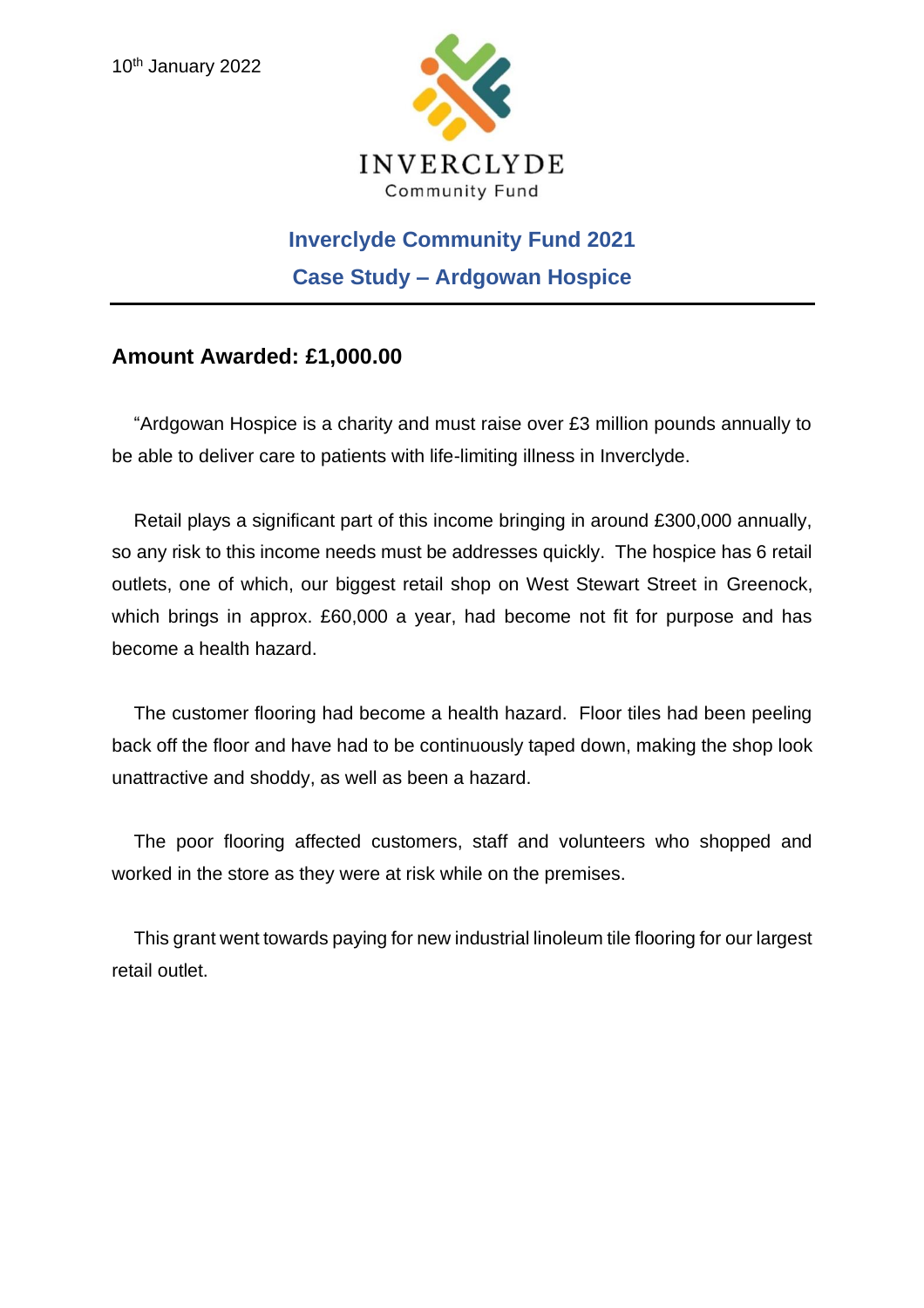10th January 2022

INVERCLYDE
Community Fund

## Inverclyde Community Fund 2021

## Case Study – Ardgowan Hospice

---

### Amount Awarded: £1,000.00

"Ardgowan Hospice is a charity and must raise over £3 million pounds annually to be able to deliver care to patients with life-limiting illness in Inverclyde.

Retail plays a significant part of this income bringing in around £300,000 annually, so any risk to this income needs must be addresses quickly. The hospice has 6 retail outlets, one of which, our biggest retail shop on West Stewart Street in Greenock, which brings in approx. £60,000 a year, had become not fit for purpose and has become a health hazard.

The customer flooring had become a health hazard. Floor tiles had been peeling back off the floor and have had to be continuously taped down, making the shop look unattractive and shoddy, as well as been a hazard.

The poor flooring affected customers, staff and volunteers who shopped and worked in the store as they were at risk while on the premises.

This grant went towards paying for new industrial linoleum tile flooring for our largest retail outlet.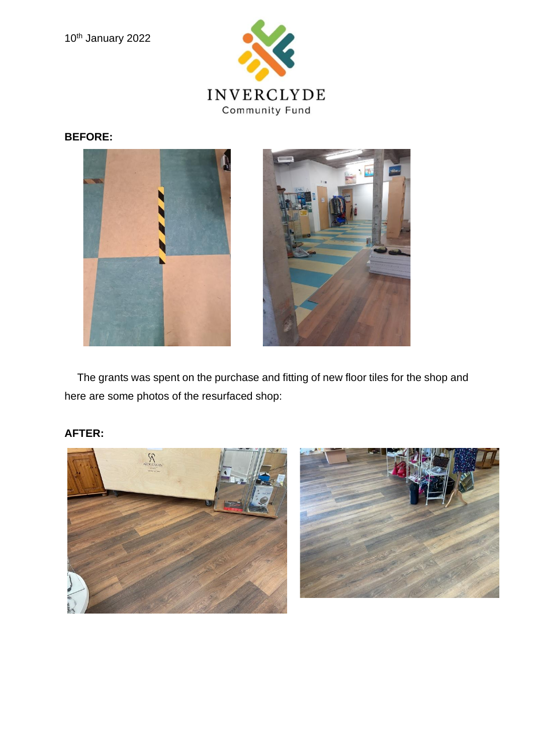10th January 2022

INVERCLYDE
Community Fund

**BEFORE:**

The grants was spent on the purchase and fitting of new floor tiles for the shop and here are some photos of the resurfaced shop:

**AFTER:**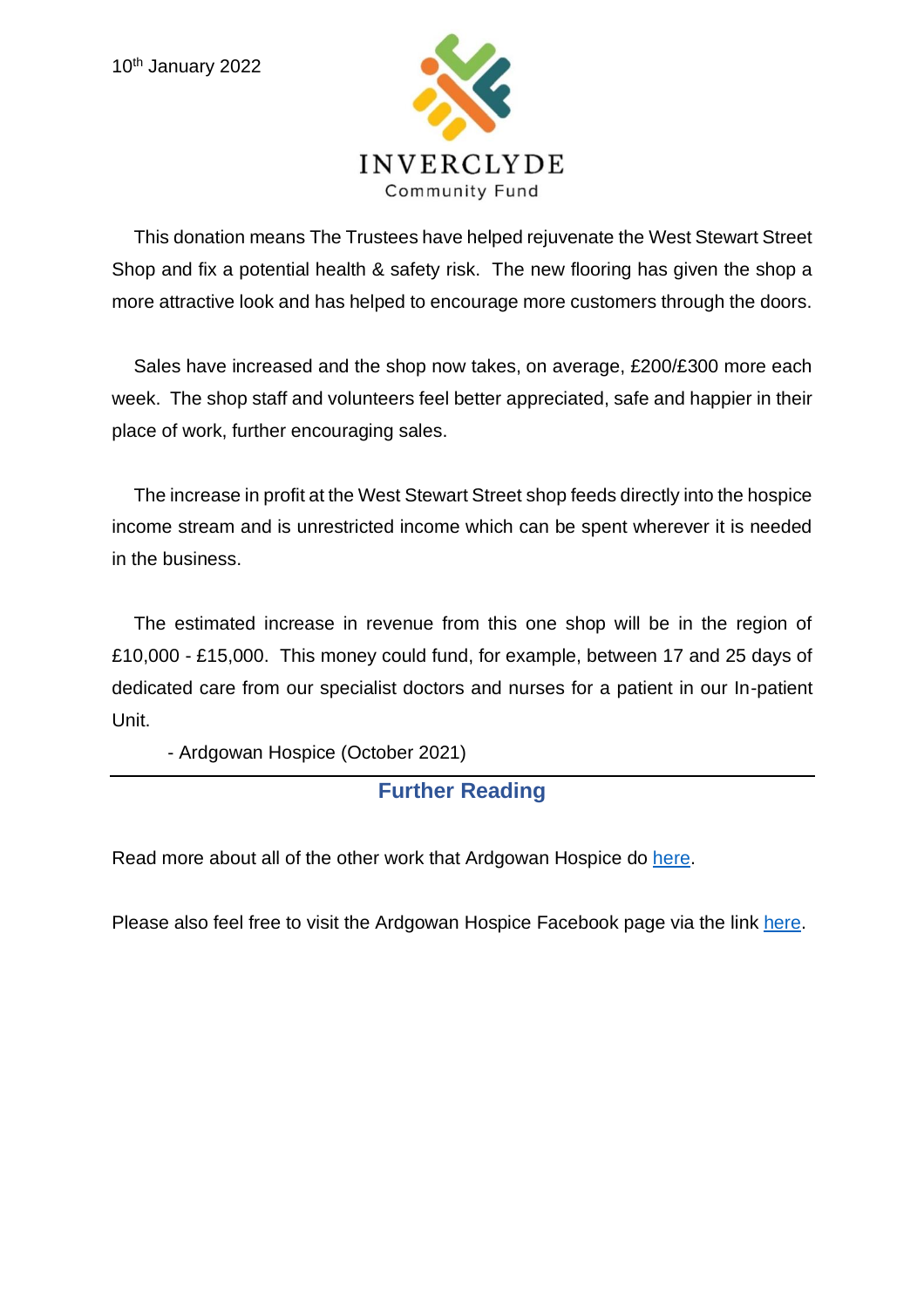10th January 2022

INVERCLYDE
Community Fund

This donation means The Trustees have helped rejuvenate the West Stewart Street Shop and fix a potential health & safety risk. The new flooring has given the shop a more attractive look and has helped to encourage more customers through the doors.

Sales have increased and the shop now takes, on average, £200/£300 more each week. The shop staff and volunteers feel better appreciated, safe and happier in their place of work, further encouraging sales.

The increase in profit at the West Stewart Street shop feeds directly into the hospice income stream and is unrestricted income which can be spent wherever it is needed in the business.

The estimated increase in revenue from this one shop will be in the region of £10,000 - £15,000. This money could fund, for example, between 17 and 25 days of dedicated care from our specialist doctors and nurses for a patient in our In-patient Unit.

- Ardgowan Hospice (October 2021)

---

## Further Reading

Read more about all of the other work that Ardgowan Hospice do here.

Please also feel free to visit the Ardgowan Hospice Facebook page via the link here.